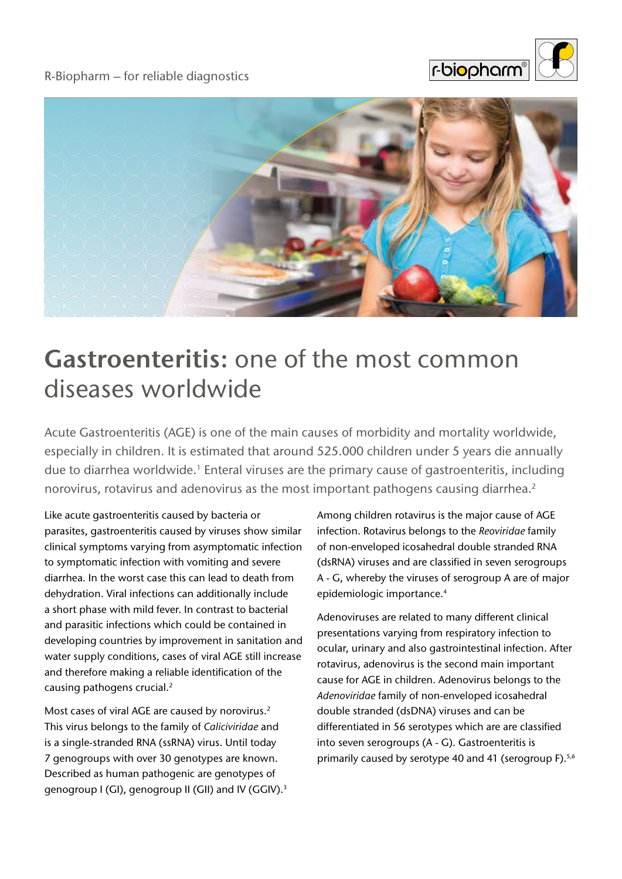R-Biopharm – for reliable diagnostics

# **Gastroenteritis:** one of the most common diseases worldwide

Acute Gastroenteritis (AGE) is one of the main causes of morbidity and mortality worldwide, especially in children. It is estimated that around 525.000 children under 5 years die annually due to diarrhea worldwide.[1] Enteral viruses are the primary cause of gastroenteritis, including norovirus, rotavirus and adenovirus as the most important pathogens causing diarrhea.[2]

Like acute gastroenteritis caused by bacteria or parasites, gastroenteritis caused by viruses show similar clinical symptoms varying from asymptomatic infection to symptomatic infection with vomiting and severe diarrhea. In the worst case this can lead to death from dehydration. Viral infections can additionally include a short phase with mild fever. In contrast to bacterial and parasitic infections which could be contained in developing countries by improvement in sanitation and water supply conditions, cases of viral AGE still increase and therefore making a reliable identification of the causing pathogens crucial.[2]

Most cases of viral AGE are caused by norovirus.[2] This virus belongs to the family of *Caliciviridae* and is a single-stranded RNA (ssRNA) virus. Until today 7 genogroups with over 30 genotypes are known. Described as human pathogenic are genotypes of genogroup I (GI), genogroup II (GII) and IV (GGIV).[3]

Among children rotavirus is the major cause of AGE infection. Rotavirus belongs to the *Reoviridae* family of non-enveloped icosahedral double stranded RNA (dsRNA) viruses and are classified in seven serogroups A - G, whereby the viruses of serogroup A are of major epidemiologic importance.[4]

Adenoviruses are related to many different clinical presentations varying from respiratory infection to ocular, urinary and also gastrointestinal infection. After rotavirus, adenovirus is the second main important cause for AGE in children. Adenovirus belongs to the *Adenoviridae* family of non-enveloped icosahedral double stranded (dsDNA) viruses and can be differentiated in 56 serotypes which are are classified into seven serogroups (A - G). Gastroenteritis is primarily caused by serotype 40 and 41 (serogroup F).[5,6]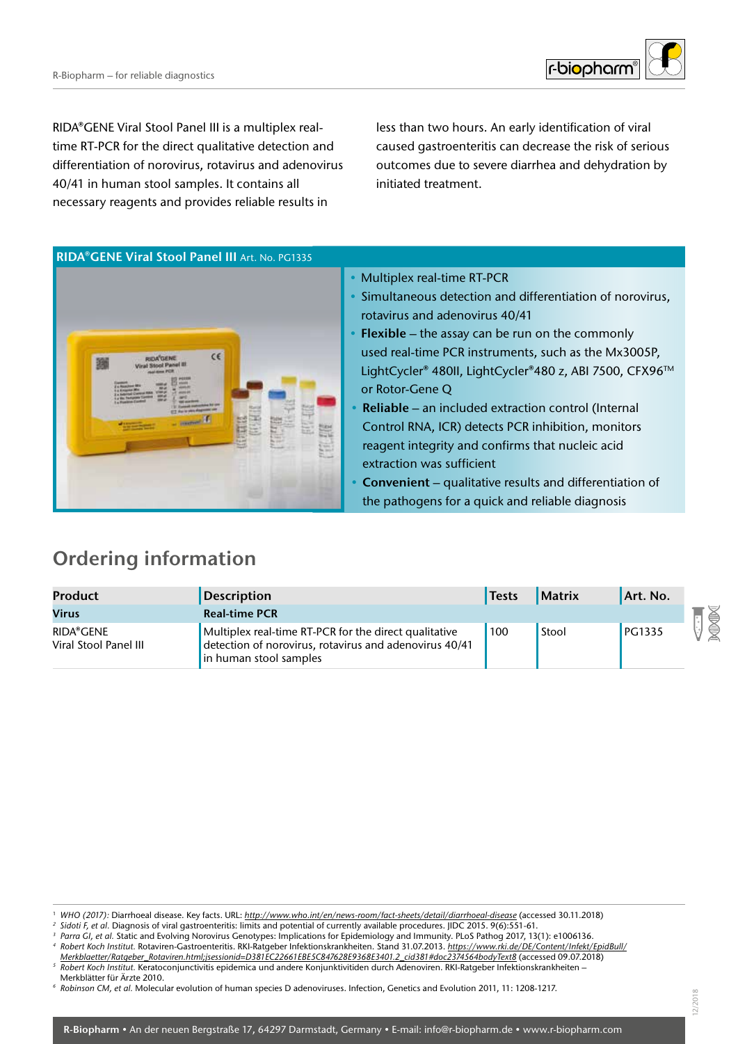RIDA®GENE Viral Stool Panel III is a multiplex real-time RT-PCR for the direct qualitative detection and differentiation of norovirus, rotavirus and adenovirus 40/41 in human stool samples. It contains all necessary reagents and provides reliable results in less than two hours. An early identification of viral caused gastroenteritis can decrease the risk of serious outcomes due to severe diarrhea and dehydration by initiated treatment.

### RIDA®GENE Viral Stool Panel III Art. No. PG1335

- Multiplex real-time RT-PCR
- Simultaneous detection and differentiation of norovirus, rotavirus and adenovirus 40/41
- **Flexible** – the assay can be run on the commonly used real-time PCR instruments, such as the Mx3005P, LightCycler® 480II, LightCycler®480 z, ABI 7500, CFX96™ or Rotor-Gene Q
- **Reliable** – an included extraction control (Internal Control RNA, ICR) detects PCR inhibition, monitors reagent integrity and confirms that nucleic acid extraction was sufficient
- **Convenient** – qualitative results and differentiation of the pathogens for a quick and reliable diagnosis

## Ordering information

| Product | Description | Tests | Matrix | Art. No. |
|---|---|---|---|---|
| **Virus** | **Real-time PCR** | | | |
| RIDA®GENE Viral Stool Panel III | Multiplex real-time RT-PCR for the direct qualitative detection of norovirus, rotavirus and adenovirus 40/41 in human stool samples | 100 | Stool | PG1335 |

[1] *WHO (2017):* Diarrhoeal disease. Key facts. URL: *http://www.who.int/en/news-room/fact-sheets/detail/diarrhoeal-disease* (accessed 30.11.2018)
[2] *Sidoti F, et al.* Diagnosis of viral gastroenteritis: limits and potential of currently available procedures. JIDC 2015. 9(6):551-61.
[3] *Parra GI, et al.* Static and Evolving Norovirus Genotypes: Implications for Epidemiology and Immunity. PLoS Pathog 2017, 13(1): e1006136.
[4] *Robert Koch Institut.* Rotaviren-Gastroenteritis. RKI-Ratgeber Infektionskrankheiten. Stand 31.07.2013. *https://www.rki.de/DE/Content/Infekt/EpidBull/Merkblaetter/Ratgeber_Rotaviren.html;jsessionid=D381EC22661EBE5C847628E9368E3401.2_cid381#doc2374564bodyText8* (accessed 09.07.2018)
[5] *Robert Koch Institut.* Keratoconjunctivitis epidemica und andere Konjunktivitiden durch Adenoviren. RKI-Ratgeber Infektionskrankheiten – Merkblätter für Ärzte 2010.
[6] *Robinson CM, et al.* Molecular evolution of human species D adenoviruses. Infection, Genetics and Evolution 2011, 11: 1208-1217.

**R-Biopharm** • An der neuen Bergstraße 17, 64297 Darmstadt, Germany • E-mail: info@r-biopharm.de • www.r-biopharm.com